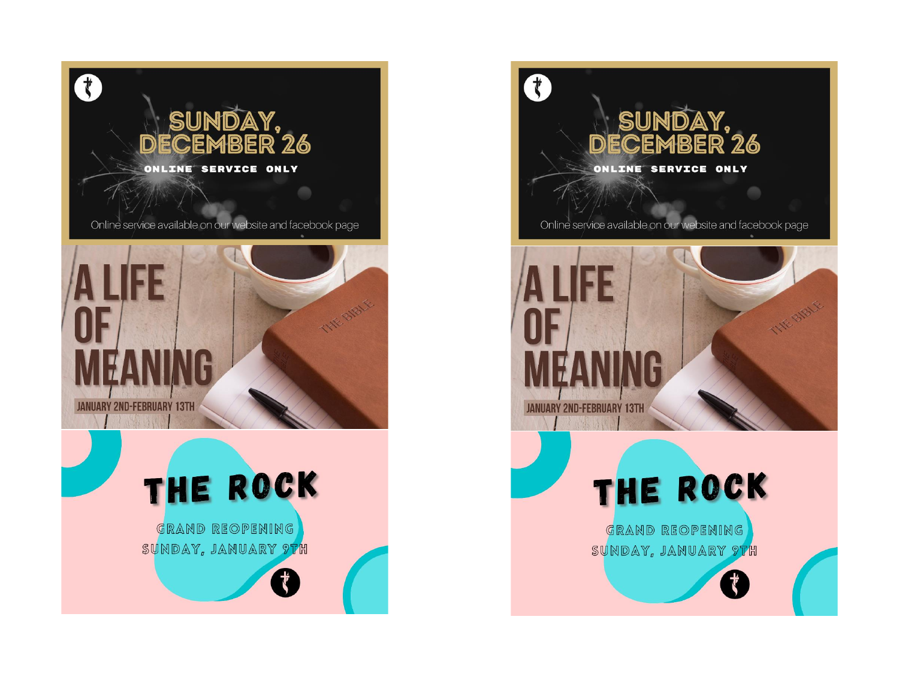SUNDAY, DECEMBER 26

ONLINE SERVICE ONLY

Online service available on our website and facebook page

A LIFE OF MEANING

JANUARY 2ND-FEBRUARY 13TH

THE ROCK

GRAND REOPENING
SUNDAY, JANUARY 9TH

SUNDAY, DECEMBER 26

ONLINE SERVICE ONLY

Online service available on our website and facebook page

A LIFE OF MEANING

JANUARY 2ND-FEBRUARY 13TH

THE ROCK

GRAND REOPENING
SUNDAY, JANUARY 9TH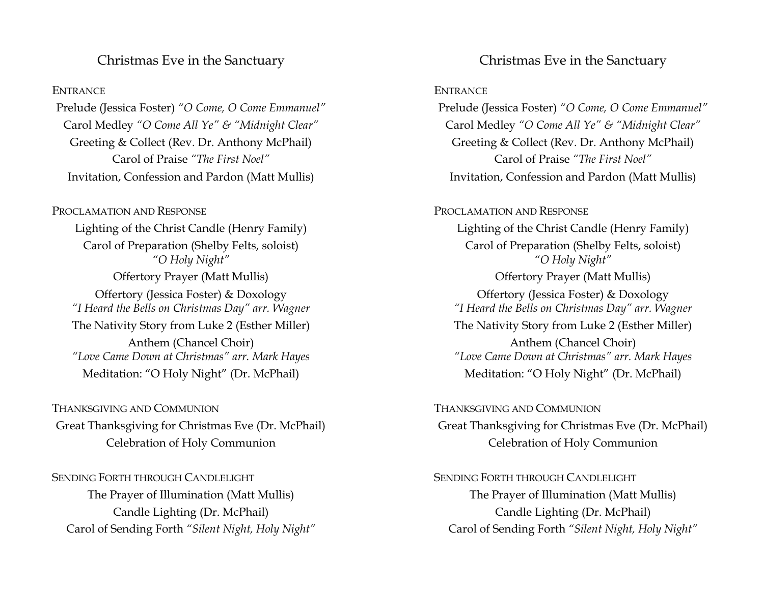# Christmas Eve in the Sanctuary

## ENTRANCE

Prelude (Jessica Foster) *"O Come, O Come Emmanuel"*

Carol Medley *"O Come All Ye" & "Midnight Clear"*

Greeting & Collect (Rev. Dr. Anthony McPhail)

Carol of Praise *"The First Noel"*

Invitation, Confession and Pardon (Matt Mullis)

## PROCLAMATION AND RESPONSE

Lighting of the Christ Candle (Henry Family)

Carol of Preparation (Shelby Felts, soloist)
*"O Holy Night"*

Offertory Prayer (Matt Mullis)

Offertory (Jessica Foster) & Doxology
*"I Heard the Bells on Christmas Day" arr. Wagner*

The Nativity Story from Luke 2 (Esther Miller)

Anthem (Chancel Choir)
*"Love Came Down at Christmas" arr. Mark Hayes*

Meditation: "O Holy Night" (Dr. McPhail)

## THANKSGIVING AND COMMUNION

Great Thanksgiving for Christmas Eve (Dr. McPhail)

Celebration of Holy Communion

## SENDING FORTH THROUGH CANDLELIGHT

The Prayer of Illumination (Matt Mullis)

Candle Lighting (Dr. McPhail)

Carol of Sending Forth *"Silent Night, Holy Night"*

# Christmas Eve in the Sanctuary

## ENTRANCE

Prelude (Jessica Foster) *"O Come, O Come Emmanuel"*

Carol Medley *"O Come All Ye" & "Midnight Clear"*

Greeting & Collect (Rev. Dr. Anthony McPhail)

Carol of Praise *"The First Noel"*

Invitation, Confession and Pardon (Matt Mullis)

## PROCLAMATION AND RESPONSE

Lighting of the Christ Candle (Henry Family)

Carol of Preparation (Shelby Felts, soloist)
*"O Holy Night"*

Offertory Prayer (Matt Mullis)

Offertory (Jessica Foster) & Doxology
*"I Heard the Bells on Christmas Day" arr. Wagner*

The Nativity Story from Luke 2 (Esther Miller)

Anthem (Chancel Choir)
*"Love Came Down at Christmas" arr. Mark Hayes*

Meditation: "O Holy Night" (Dr. McPhail)

## THANKSGIVING AND COMMUNION

Great Thanksgiving for Christmas Eve (Dr. McPhail)

Celebration of Holy Communion

## SENDING FORTH THROUGH CANDLELIGHT

The Prayer of Illumination (Matt Mullis)

Candle Lighting (Dr. McPhail)

Carol of Sending Forth *"Silent Night, Holy Night"*